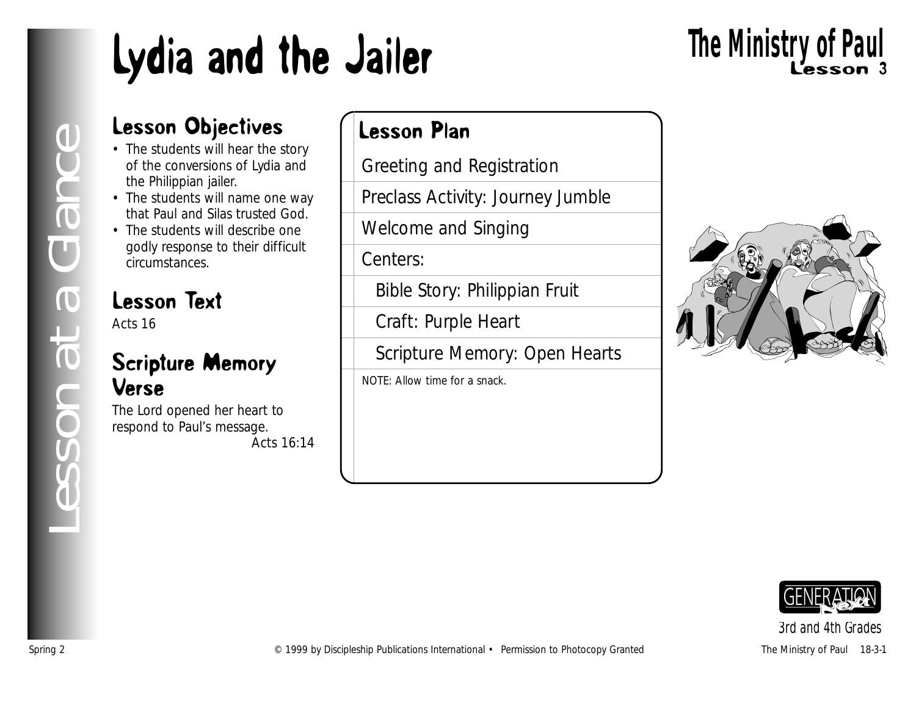# Lydia and the Jailer

## The Ministry of Paul
**Lesson 3**

Lesson at a Glance

## Lesson Objectives

- The students will hear the story of the conversions of Lydia and the Philippian jailer.
- The students will name one way that Paul and Silas trusted God.
- The students will describe one godly response to their difficult circumstances.

## Lesson Text

Acts 16

## Scripture Memory Verse

The Lord opened her heart to respond to Paul's message.
Acts 16:14

## Lesson Plan

Greeting and Registration

Preclass Activity: Journey Jumble

Welcome and Singing

Centers:

- Bible Story: Philippian Fruit
- Craft: Purple Heart
- Scripture Memory: Open Hearts

NOTE: Allow time for a snack.

GENERATION Next

3rd and 4th Grades

© 1999 by Discipleship Publications International • Permission to Photocopy Granted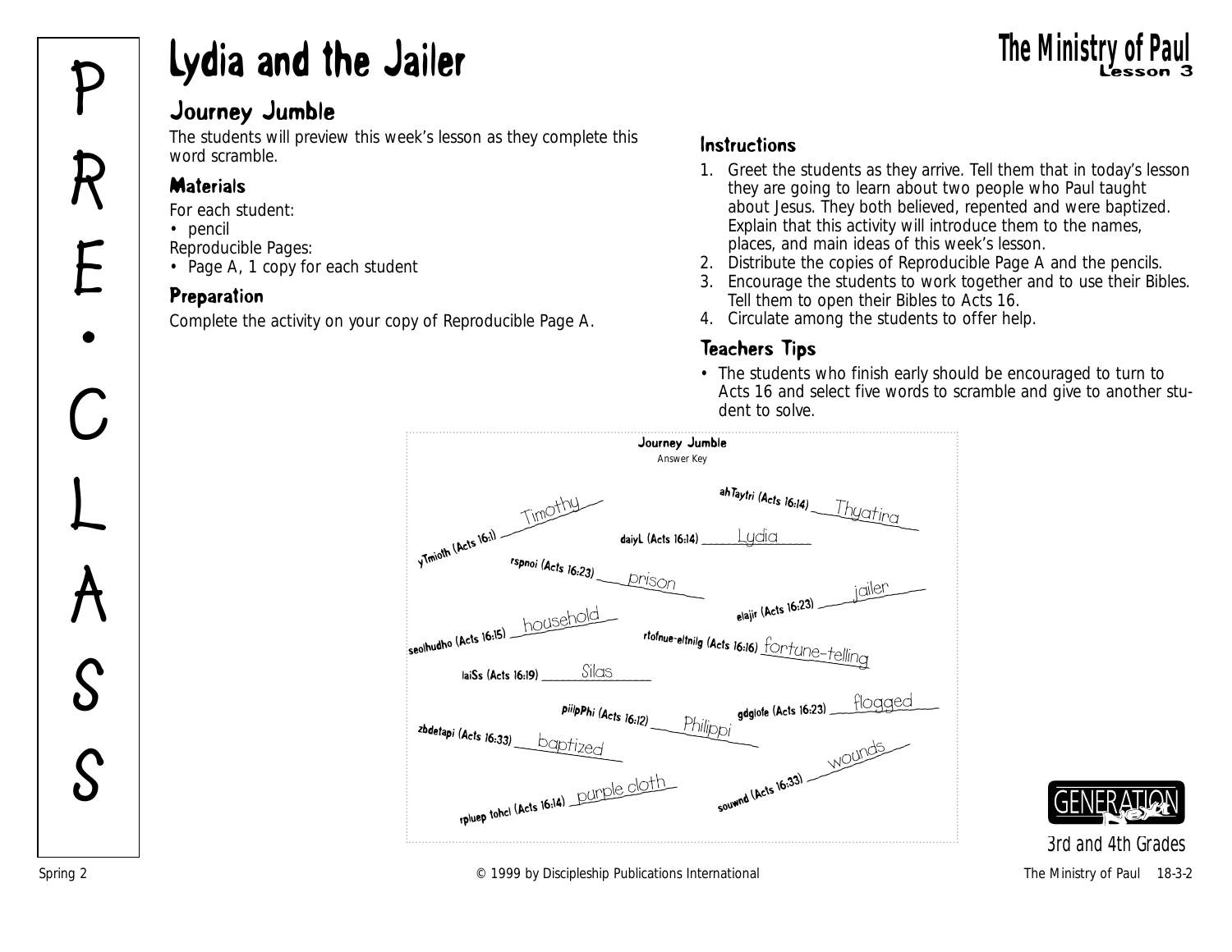# Lydia and the Jailer

## Journey Jumble

The students will preview this week's lesson as they complete this word scramble.

### Materials

For each student:
- pencil

Reproducible Pages:
- Page A, 1 copy for each student

### Preparation

Complete the activity on your copy of Reproducible Page A.

### Instructions

1. Greet the students as they arrive. Tell them that in today's lesson they are going to learn about two people who Paul taught about Jesus. They both believed, repented and were baptized. Explain that this activity will introduce them to the names, places, and main ideas of this week's lesson.
2. Distribute the copies of Reproducible Page A and the pencils.
3. Encourage the students to work together and to use their Bibles. Tell them to open their Bibles to Acts 16.
4. Circulate among the students to offer help.

### Teachers Tips

- The students who finish early should be encouraged to turn to Acts 16 and select five words to scramble and give to another student to solve.

**Journey Jumble**

Answer Key

yTmioth (Acts 16:1) Timothy

ahTaytri (Acts 16:14) Thyatira

daiyL (Acts 16:14) Lydia

rspnoi (Acts 16:23) prison

elajir (Acts 16:23) jailer

seolhudho (Acts 16:15) household

rtofnue-eltnilg (Acts 16:16) fortune-telling

laiSs (Acts 16:19) Silas

piiipPhi (Acts 16:12) Philippi

gdglofe (Acts 16:23) flogged

zbdetapi (Acts 16:33) baptized

souwnd (Acts 16:33) wounds

rpluep tohcl (Acts 16:14) purple cloth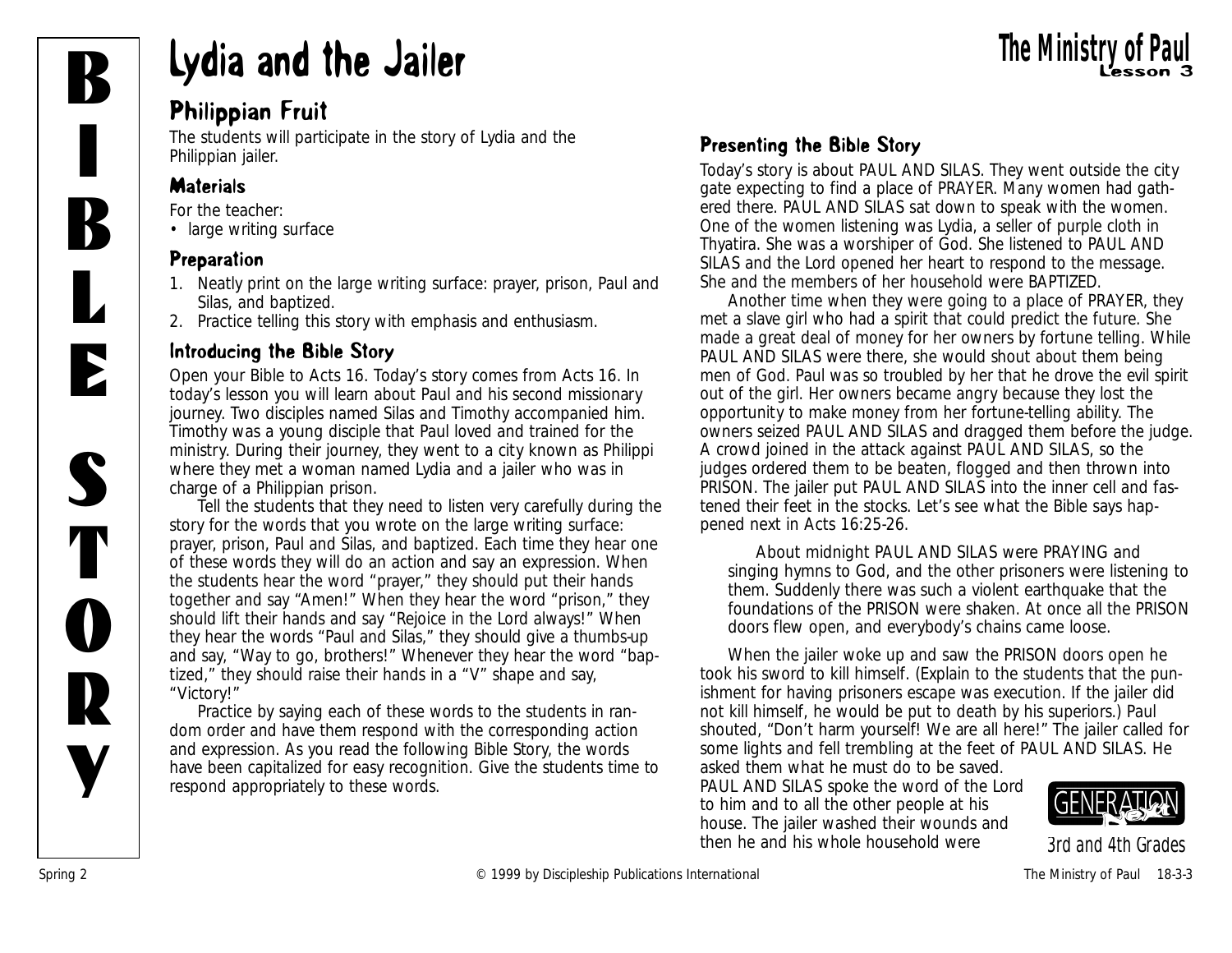# Lydia and the Jailer

## Philippian Fruit

The students will participate in the story of Lydia and the Philippian jailer.

### Materials

For the teacher:
- large writing surface

### Preparation

1. Neatly print on the large writing surface: prayer, prison, Paul and Silas, and baptized.
2. Practice telling this story with emphasis and enthusiasm.

### Introducing the Bible Story

Open your Bible to Acts 16. Today's story comes from Acts 16. In today's lesson you will learn about Paul and his second missionary journey. Two disciples named Silas and Timothy accompanied him. Timothy was a young disciple that Paul loved and trained for the ministry. During their journey, they went to a city known as Philippi where they met a woman named Lydia and a jailer who was in charge of a Philippian prison.

Tell the students that they need to listen very carefully during the story for the words that you wrote on the large writing surface: prayer, prison, Paul and Silas, and baptized. Each time they hear one of these words they will do an action and say an expression. When the students hear the word "prayer," they should put their hands together and say "Amen!" When they hear the word "prison," they should lift their hands and say "Rejoice in the Lord always!" When they hear the words "Paul and Silas," they should give a thumbs-up and say, "Way to go, brothers!" Whenever they hear the word "baptized," they should raise their hands in a "V" shape and say, "Victory!"

Practice by saying each of these words to the students in random order and have them respond with the corresponding action and expression. As you read the following Bible Story, the words have been capitalized for easy recognition. Give the students time to respond appropriately to these words.

### Presenting the Bible Story

Today's story is about PAUL AND SILAS. They went outside the city gate expecting to find a place of PRAYER. Many women had gathered there. PAUL AND SILAS sat down to speak with the women. One of the women listening was Lydia, a seller of purple cloth in Thyatira. She was a worshiper of God. She listened to PAUL AND SILAS and the Lord opened her heart to respond to the message. She and the members of her household were BAPTIZED.

Another time when they were going to a place of PRAYER, they met a slave girl who had a spirit that could predict the future. She made a great deal of money for her owners by fortune telling. While PAUL AND SILAS were there, she would shout about them being men of God. Paul was so troubled by her that he drove the evil spirit out of the girl. Her owners became angry because they lost the opportunity to make money from her fortune-telling ability. The owners seized PAUL AND SILAS and dragged them before the judge. A crowd joined in the attack against PAUL AND SILAS, so the judges ordered them to be beaten, flogged and then thrown into PRISON. The jailer put PAUL AND SILAS into the inner cell and fastened their feet in the stocks. Let's see what the Bible says happened next in Acts 16:25-26.

> About midnight PAUL AND SILAS were PRAYING and singing hymns to God, and the other prisoners were listening to them. Suddenly there was such a violent earthquake that the foundations of the PRISON were shaken. At once all the PRISON doors flew open, and everybody's chains came loose.

When the jailer woke up and saw the PRISON doors open he took his sword to kill himself. (Explain to the students that the punishment for having prisoners escape was execution. If the jailer did not kill himself, he would be put to death by his superiors.) Paul shouted, "Don't harm yourself! We are all here!" The jailer called for some lights and fell trembling at the feet of PAUL AND SILAS. He asked them what he must do to be saved. PAUL AND SILAS spoke the word of the Lord to him and to all the other people at his house. The jailer washed their wounds and then he and his whole household were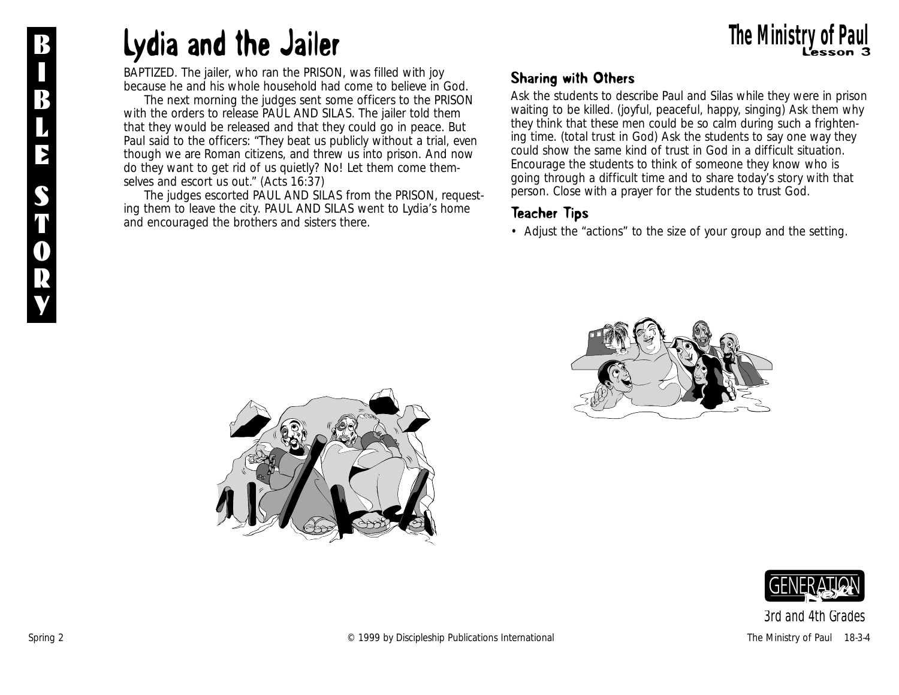# Lydia and the Jailer

BAPTIZED. The jailer, who ran the PRISON, was filled with joy because he and his whole household had come to believe in God.

The next morning the judges sent some officers to the PRISON with the orders to release PAUL AND SILAS. The jailer told them that they would be released and that they could go in peace. But Paul said to the officers: "They beat us publicly without a trial, even though we are Roman citizens, and threw us into prison. And now do they want to get rid of us quietly? No! Let them come themselves and escort us out." (Acts 16:37)

The judges escorted PAUL AND SILAS from the PRISON, requesting them to leave the city. PAUL AND SILAS went to Lydia's home and encouraged the brothers and sisters there.

## Sharing with Others

Ask the students to describe Paul and Silas while they were in prison waiting to be killed. (joyful, peaceful, happy, singing) Ask them why they think that these men could be so calm during such a frightening time. (total trust in God) Ask the students to say one way they could show the same kind of trust in God in a difficult situation. Encourage the students to think of someone they know who is going through a difficult time and to share today's story with that person. Close with a prayer for the students to trust God.

## Teacher Tips

- Adjust the "actions" to the size of your group and the setting.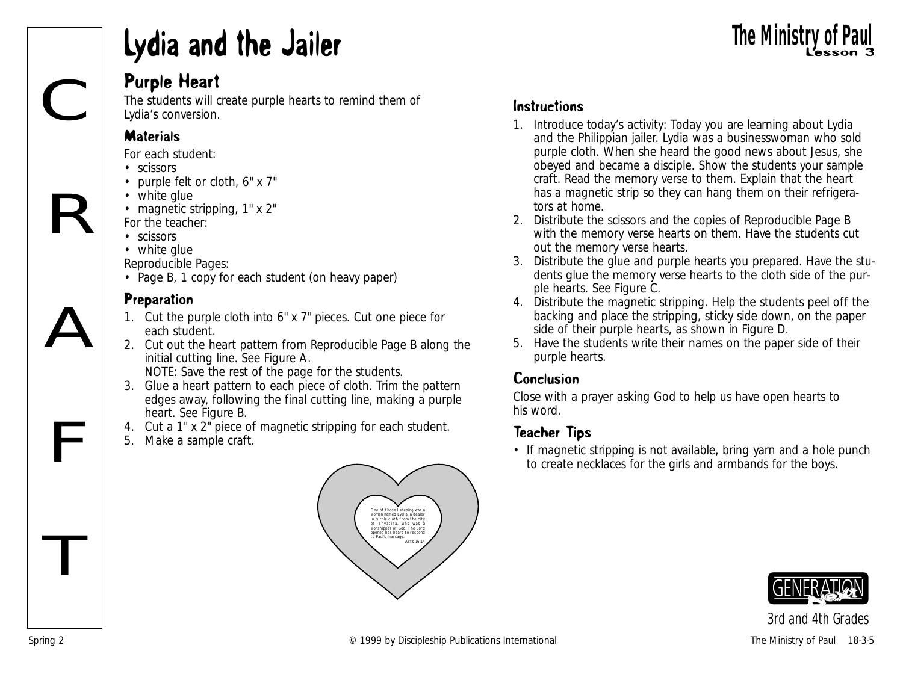# Lydia and the Jailer

## Purple Heart

The students will create purple hearts to remind them of Lydia's conversion.

### Materials

For each student:
- scissors
- purple felt or cloth, 6" x 7"
- white glue
- magnetic stripping, 1" x 2"

For the teacher:
- scissors
- white glue

Reproducible Pages:
- Page B, 1 copy for each student (on heavy paper)

### Preparation

1. Cut the purple cloth into 6" x 7" pieces. Cut one piece for each student.
2. Cut out the heart pattern from Reproducible Page B along the initial cutting line. See Figure A.
   NOTE: Save the rest of the page for the students.
3. Glue a heart pattern to each piece of cloth. Trim the pattern edges away, following the final cutting line, making a purple heart. See Figure B.
4. Cut a 1" x 2" piece of magnetic stripping for each student.
5. Make a sample craft.

One of those listening was a woman named Lydia, a dealer in purple cloth from the city of Thyatira, who was a worshipper of God. The Lord opened her heart to respond to Paul's message.
Acts 16:14

### Instructions

1. Introduce today's activity: Today you are learning about Lydia and the Philippian jailer. Lydia was a businesswoman who sold purple cloth. When she heard the good news about Jesus, she obeyed and became a disciple. Show the students your sample craft. Read the memory verse to them. Explain that the heart has a magnetic strip so they can hang them on their refrigerators at home.
2. Distribute the scissors and the copies of Reproducible Page B with the memory verse hearts on them. Have the students cut out the memory verse hearts.
3. Distribute the glue and purple hearts you prepared. Have the students glue the memory verse hearts to the cloth side of the purple hearts. See Figure C.
4. Distribute the magnetic stripping. Help the students peel off the backing and place the stripping, sticky side down, on the paper side of their purple hearts, as shown in Figure D.
5. Have the students write their names on the paper side of their purple hearts.

### Conclusion

Close with a prayer asking God to help us have open hearts to his word.

### Teacher Tips

- If magnetic stripping is not available, bring yarn and a hole punch to create necklaces for the girls and armbands for the boys.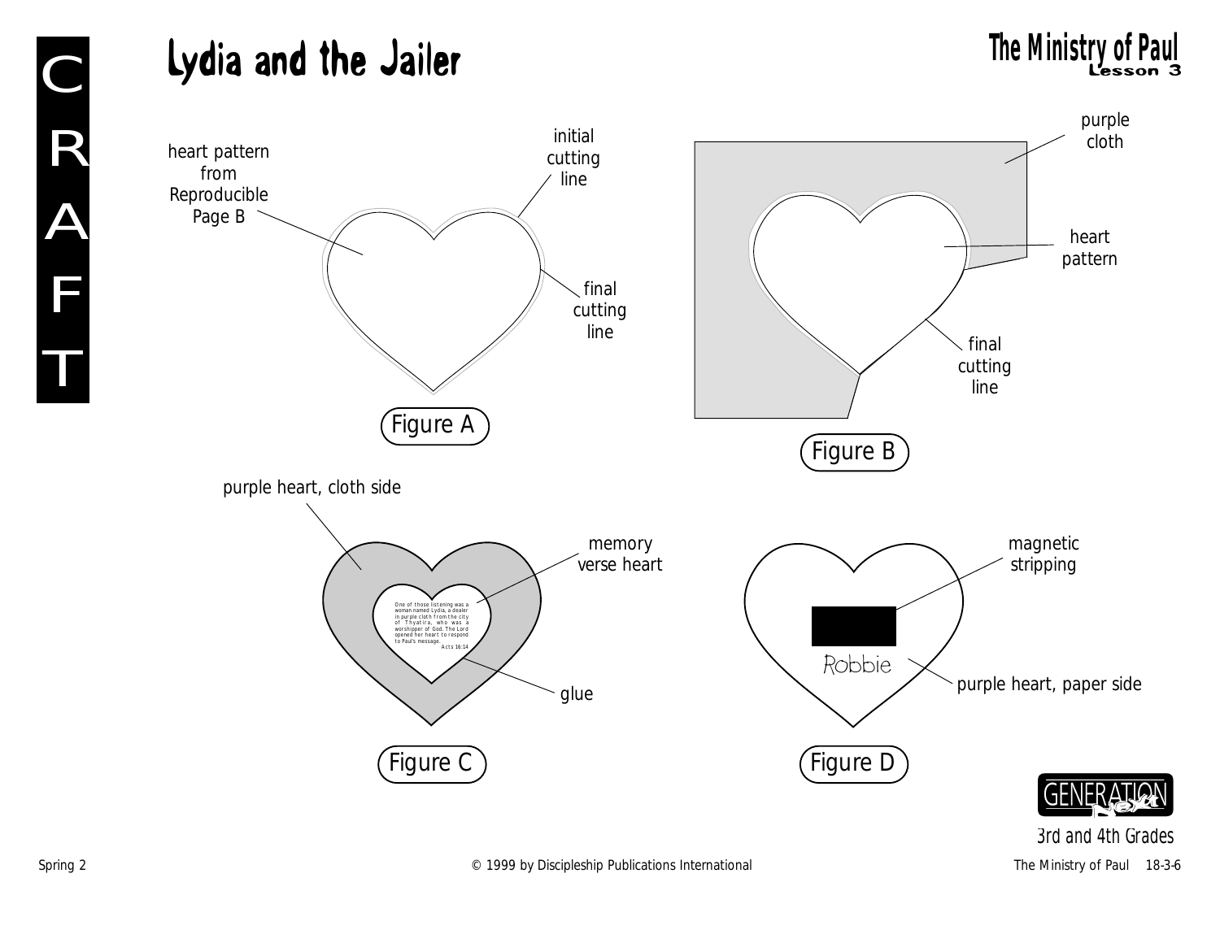# Lydia and the Jailer

## The Ministry of Paul
Lesson 3

CRAFT

heart pattern from Reproducible Page B

initial cutting line

final cutting line

Figure A

purple cloth

heart pattern

final cutting line

Figure B

purple heart, cloth side

memory verse heart

One of those listening was a woman named Lydia, a dealer in purple cloth from the city of Thyatira, who was a worshipper of God. The Lord opened her heart to respond to Paul's message.
Acts 16:14

glue

Figure C

magnetic stripping

Robbie

purple heart, paper side

Figure D

GENERATION Next

3rd and 4th Grades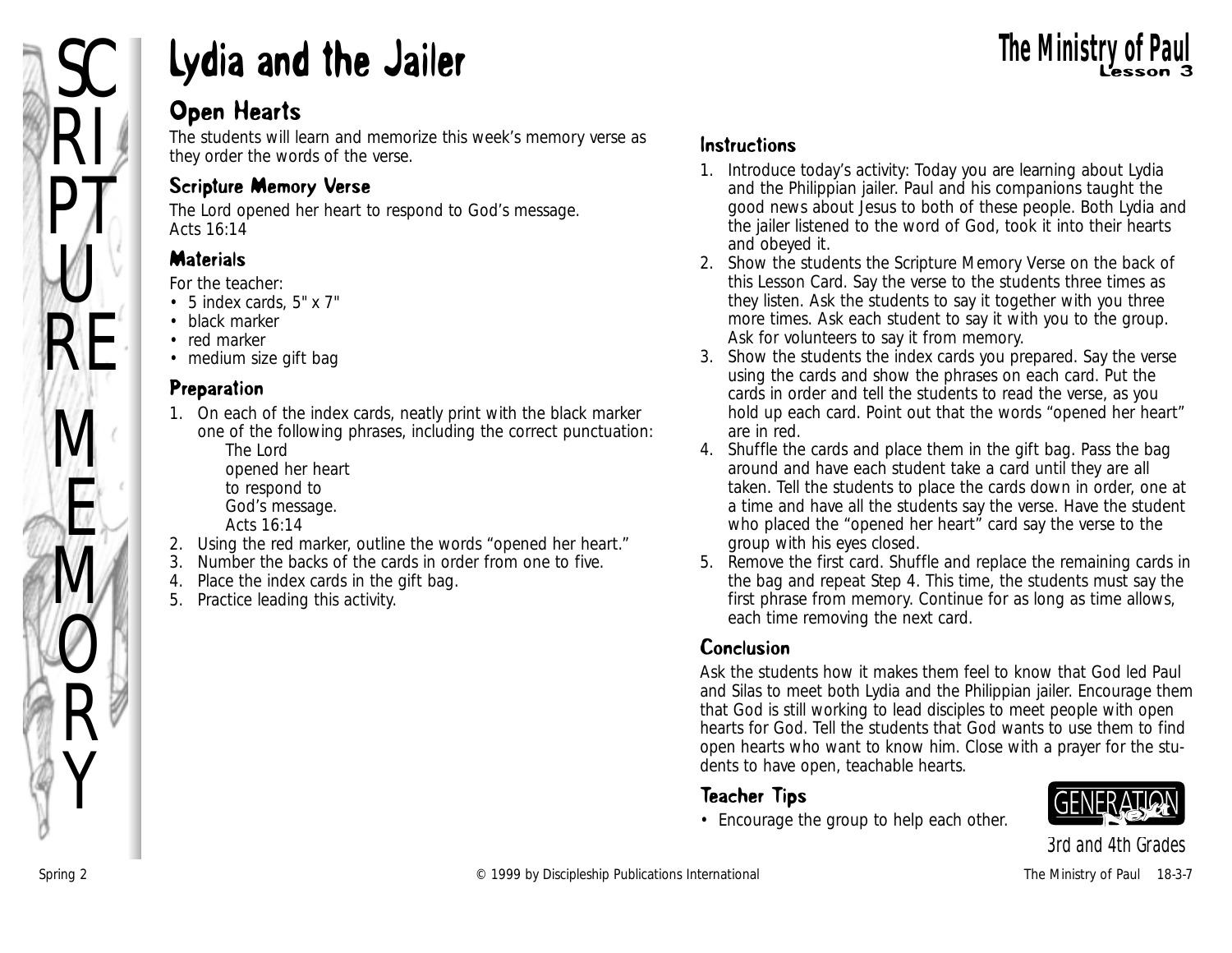# Lydia and the Jailer

## Open Hearts

The students will learn and memorize this week's memory verse as they order the words of the verse.

### Scripture Memory Verse

The Lord opened her heart to respond to God's message.
Acts 16:14

### Materials

For the teacher:

- 5 index cards, 5" x 7"
- black marker
- red marker
- medium size gift bag

### Preparation

1. On each of the index cards, neatly print with the black marker one of the following phrases, including the correct punctuation:
   The Lord
   opened her heart
   to respond to
   God's message.
   Acts 16:14
2. Using the red marker, outline the words "opened her heart."
3. Number the backs of the cards in order from one to five.
4. Place the index cards in the gift bag.
5. Practice leading this activity.

### Instructions

1. Introduce today's activity: Today you are learning about Lydia and the Philippian jailer. Paul and his companions taught the good news about Jesus to both of these people. Both Lydia and the jailer listened to the word of God, took it into their hearts and obeyed it.
2. Show the students the Scripture Memory Verse on the back of this Lesson Card. Say the verse to the students three times as they listen. Ask the students to say it together with you three more times. Ask each student to say it with you to the group. Ask for volunteers to say it from memory.
3. Show the students the index cards you prepared. Say the verse using the cards and show the phrases on each card. Put the cards in order and tell the students to read the verse, as you hold up each card. Point out that the words "opened her heart" are in red.
4. Shuffle the cards and place them in the gift bag. Pass the bag around and have each student take a card until they are all taken. Tell the students to place the cards down in order, one at a time and have all the students say the verse. Have the student who placed the "opened her heart" card say the verse to the group with his eyes closed.
5. Remove the first card. Shuffle and replace the remaining cards in the bag and repeat Step 4. This time, the students must say the first phrase from memory. Continue for as long as time allows, each time removing the next card.

### Conclusion

Ask the students how it makes them feel to know that God led Paul and Silas to meet both Lydia and the Philippian jailer. Encourage them that God is still working to lead disciples to meet people with open hearts for God. Tell the students that God wants to use them to find open hearts who want to know him. Close with a prayer for the students to have open, teachable hearts.

### Teacher Tips

- Encourage the group to help each other.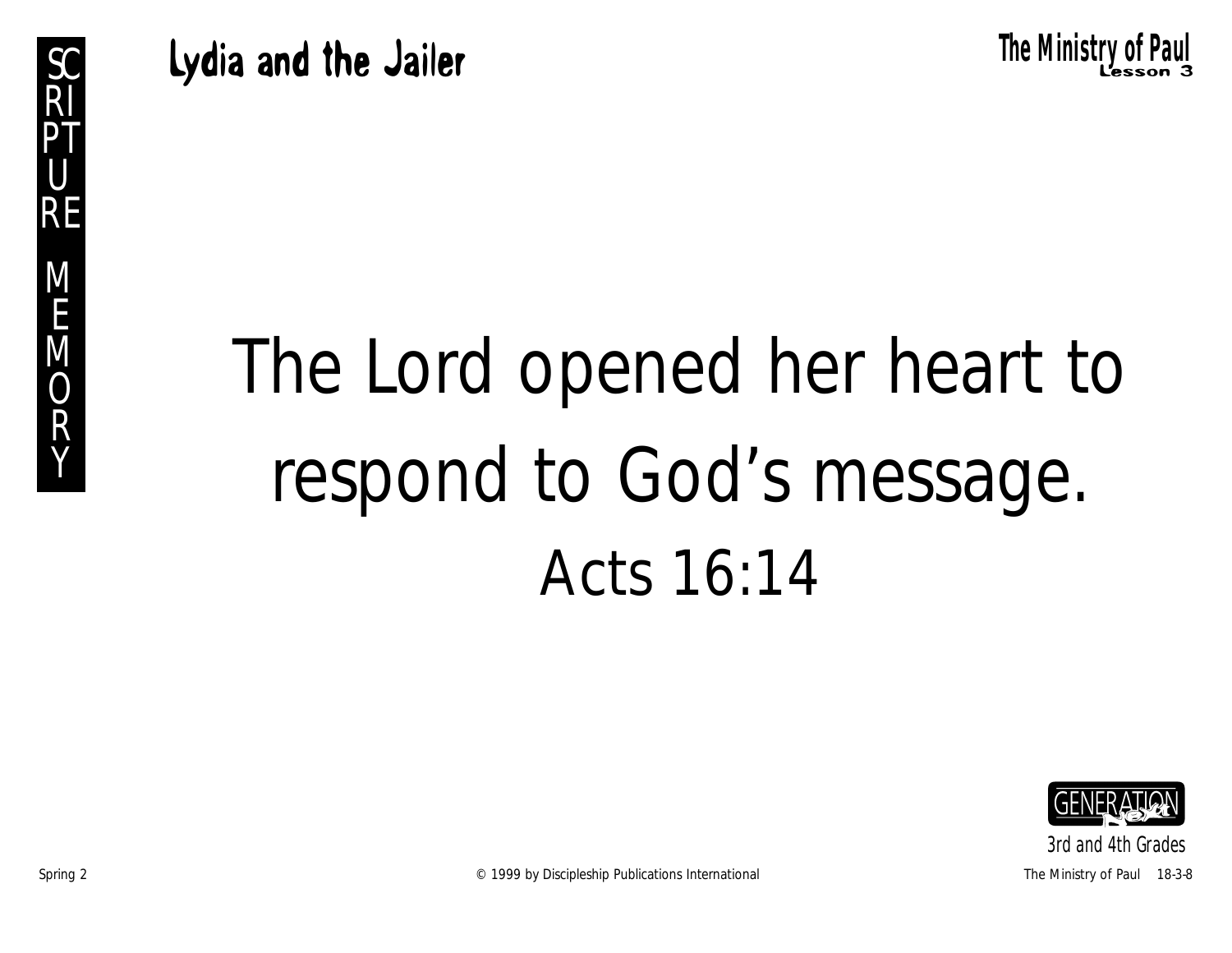# Lydia and the Jailer

SCRIPTURE MEMORY

The Lord opened her heart to respond to God's message.

Acts 16:14

3rd and 4th Grades

Spring 2 © 1999 by Discipleship Publications International The Ministry of Paul 18-3-8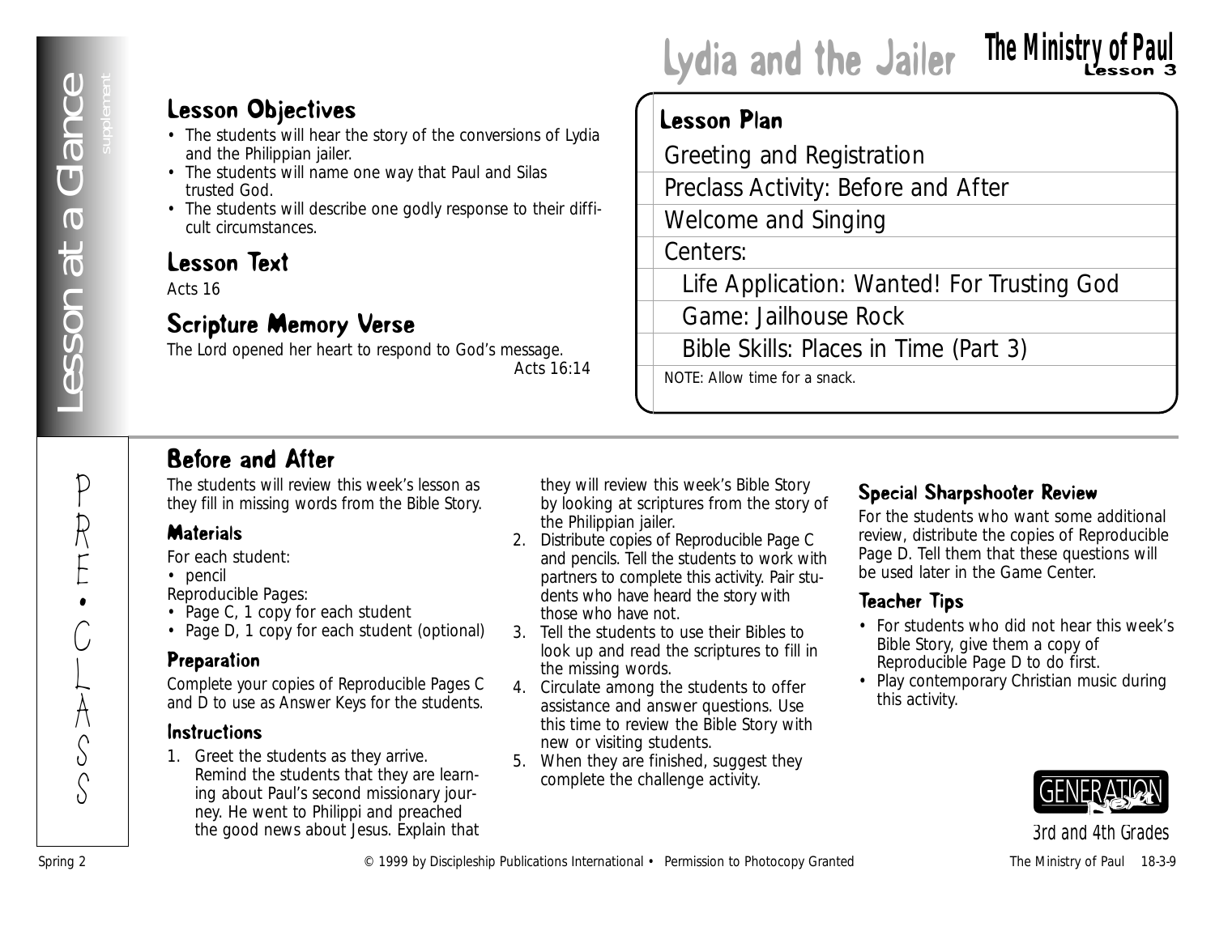# Lydia and the Jailer

## Lesson Objectives

- The students will hear the story of the conversions of Lydia and the Philippian jailer.
- The students will name one way that Paul and Silas trusted God.
- The students will describe one godly response to their difficult circumstances.

## Lesson Text

Acts 16

## Scripture Memory Verse

The Lord opened her heart to respond to God's message.
Acts 16:14

## Lesson Plan

- Greeting and Registration
- Preclass Activity: Before and After
- Welcome and Singing
- Centers:
  - Life Application: Wanted! For Trusting God
  - Game: Jailhouse Rock
  - Bible Skills: Places in Time (Part 3)

NOTE: Allow time for a snack.

## Before and After

The students will review this week's lesson as they fill in missing words from the Bible Story.

### Materials

For each student:
- pencil

Reproducible Pages:
- Page C, 1 copy for each student
- Page D, 1 copy for each student (optional)

### Preparation

Complete your copies of Reproducible Pages C and D to use as Answer Keys for the students.

### Instructions

1. Greet the students as they arrive. Remind the students that they are learning about Paul's second missionary journey. He went to Philippi and preached the good news about Jesus. Explain that they will review this week's Bible Story by looking at scriptures from the story of the Philippian jailer.
2. Distribute copies of Reproducible Page C and pencils. Tell the students to work with partners to complete this activity. Pair students who have heard the story with those who have not.
3. Tell the students to use their Bibles to look up and read the scriptures to fill in the missing words.
4. Circulate among the students to offer assistance and answer questions. Use this time to review the Bible Story with new or visiting students.
5. When they are finished, suggest they complete the challenge activity.

### Special Sharpshooter Review

For the students who want some additional review, distribute the copies of Reproducible Page D. Tell them that these questions will be used later in the Game Center.

### Teacher Tips

- For students who did not hear this week's Bible Story, give them a copy of Reproducible Page D to do first.
- Play contemporary Christian music during this activity.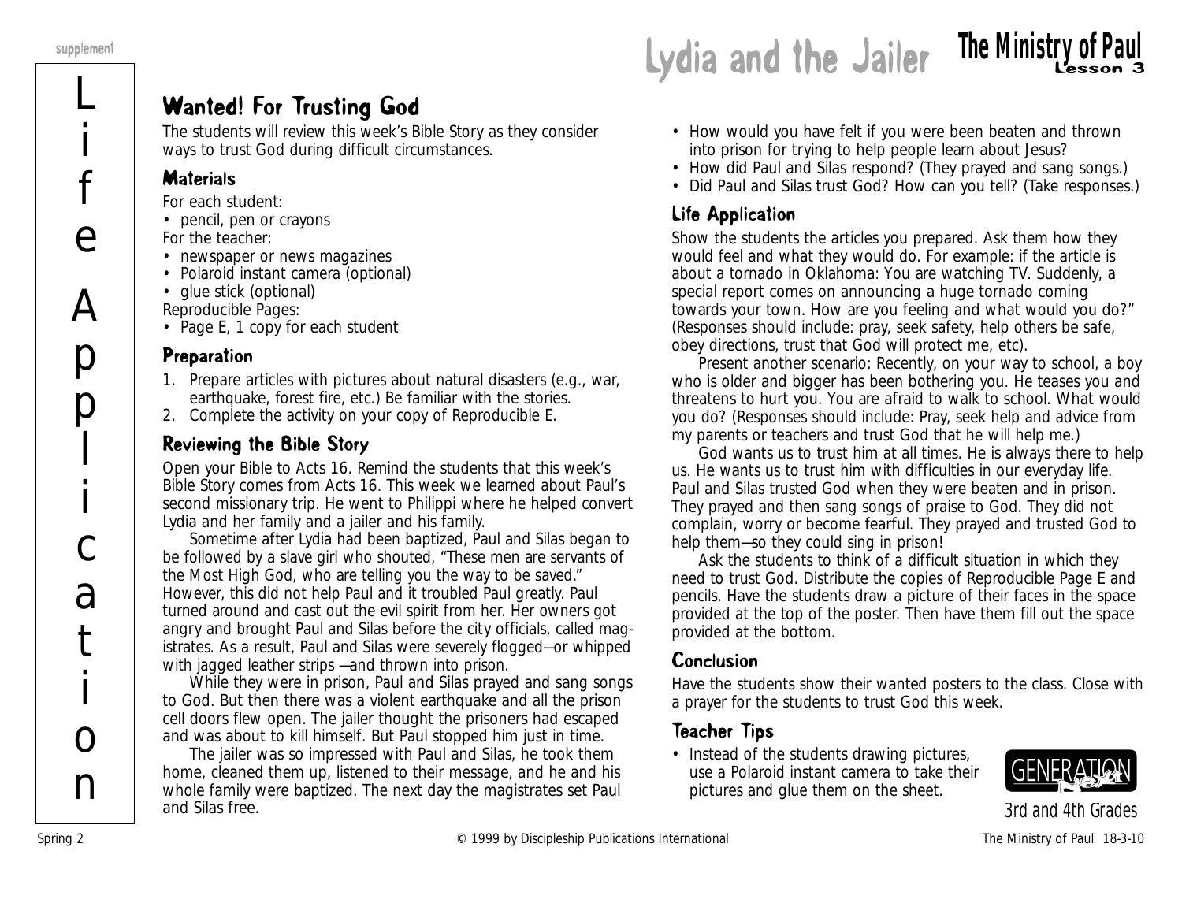# Lydia and the Jailer

## Wanted! For Trusting God

The students will review this week's Bible Story as they consider ways to trust God during difficult circumstances.

### Materials

For each student:
- pencil, pen or crayons

For the teacher:
- newspaper or news magazines
- Polaroid instant camera (optional)
- glue stick (optional)

Reproducible Pages:
- Page E, 1 copy for each student

### Preparation

1. Prepare articles with pictures about natural disasters (e.g., war, earthquake, forest fire, etc.) Be familiar with the stories.
2. Complete the activity on your copy of Reproducible E.

### Reviewing the Bible Story

Open your Bible to Acts 16. Remind the students that this week's Bible Story comes from Acts 16. This week we learned about Paul's second missionary trip. He went to Philippi where he helped convert Lydia and her family and a jailer and his family.

Sometime after Lydia had been baptized, Paul and Silas began to be followed by a slave girl who shouted, "These men are servants of the Most High God, who are telling you the way to be saved." However, this did not help Paul and it troubled Paul greatly. Paul turned around and cast out the evil spirit from her. Her owners got angry and brought Paul and Silas before the city officials, called magistrates. As a result, Paul and Silas were severely flogged—or whipped with jagged leather strips —and thrown into prison.

While they were in prison, Paul and Silas prayed and sang songs to God. But then there was a violent earthquake and all the prison cell doors flew open. The jailer thought the prisoners had escaped and was about to kill himself. But Paul stopped him just in time.

The jailer was so impressed with Paul and Silas, he took them home, cleaned them up, listened to their message, and he and his whole family were baptized. The next day the magistrates set Paul and Silas free.

- How would you have felt if you were been beaten and thrown into prison for trying to help people learn about Jesus?
- How did Paul and Silas respond? (They prayed and sang songs.)
- Did Paul and Silas trust God? How can you tell? (Take responses.)

### Life Application

Show the students the articles you prepared. Ask them how they would feel and what they would do. For example: if the article is about a tornado in Oklahoma: You are watching TV. Suddenly, a special report comes on announcing a huge tornado coming towards your town. How are you feeling and what would you do?" (Responses should include: pray, seek safety, help others be safe, obey directions, trust that God will protect me, etc).

Present another scenario: Recently, on your way to school, a boy who is older and bigger has been bothering you. He teases you and threatens to hurt you. You are afraid to walk to school. What would you do? (Responses should include: Pray, seek help and advice from my parents or teachers and trust God that he will help me.)

God wants us to trust him at all times. He is always there to help us. He wants us to trust him with difficulties in our everyday life. Paul and Silas trusted God when they were beaten and in prison. They prayed and then sang songs of praise to God. They did not complain, worry or become fearful. They prayed and trusted God to help them—so they could sing in prison!

Ask the students to think of a difficult situation in which they need to trust God. Distribute the copies of Reproducible Page E and pencils. Have the students draw a picture of their faces in the space provided at the top of the poster. Then have them fill out the space provided at the bottom.

### Conclusion

Have the students show their wanted posters to the class. Close with a prayer for the students to trust God this week.

### Teacher Tips

- Instead of the students drawing pictures, use a Polaroid instant camera to take their pictures and glue them on the sheet.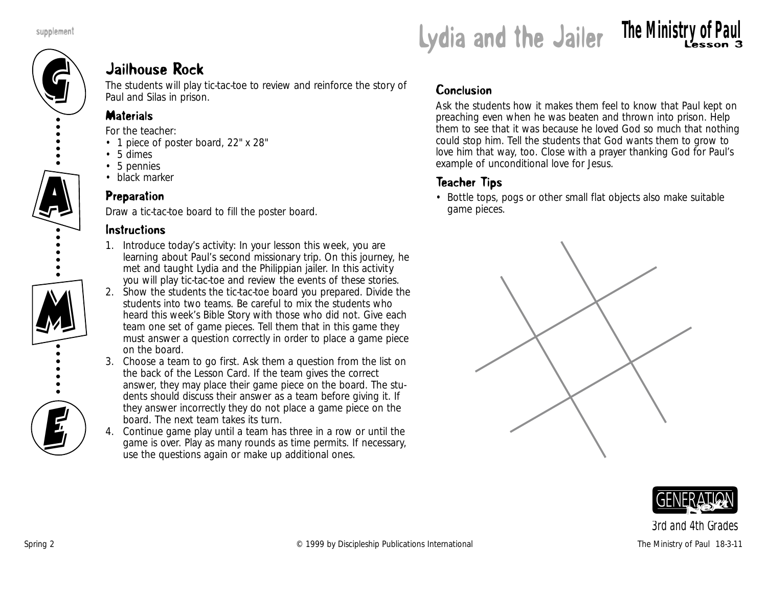# Lydia and the Jailer

## Jailhouse Rock

The students will play tic-tac-toe to review and reinforce the story of Paul and Silas in prison.

### Materials

For the teacher:

- 1 piece of poster board, 22" x 28"
- 5 dimes
- 5 pennies
- black marker

### Preparation

Draw a tic-tac-toe board to fill the poster board.

### Instructions

1. Introduce today's activity: In your lesson this week, you are learning about Paul's second missionary trip. On this journey, he met and taught Lydia and the Philippian jailer. In this activity you will play tic-tac-toe and review the events of these stories.
2. Show the students the tic-tac-toe board you prepared. Divide the students into two teams. Be careful to mix the students who heard this week's Bible Story with those who did not. Give each team one set of game pieces. Tell them that in this game they must answer a question correctly in order to place a game piece on the board.
3. Choose a team to go first. Ask them a question from the list on the back of the Lesson Card. If the team gives the correct answer, they may place their game piece on the board. The students should discuss their answer as a team before giving it. If they answer incorrectly they do not place a game piece on the board. The next team takes its turn.
4. Continue game play until a team has three in a row or until the game is over. Play as many rounds as time permits. If necessary, use the questions again or make up additional ones.

### Conclusion

Ask the students how it makes them feel to know that Paul kept on preaching even when he was beaten and thrown into prison. Help them to see that it was because he loved God so much that nothing could stop him. Tell the students that God wants them to grow to love him that way, too. Close with a prayer thanking God for Paul's example of unconditional love for Jesus.

### Teacher Tips

- Bottle tops, pogs or other small flat objects also make suitable game pieces.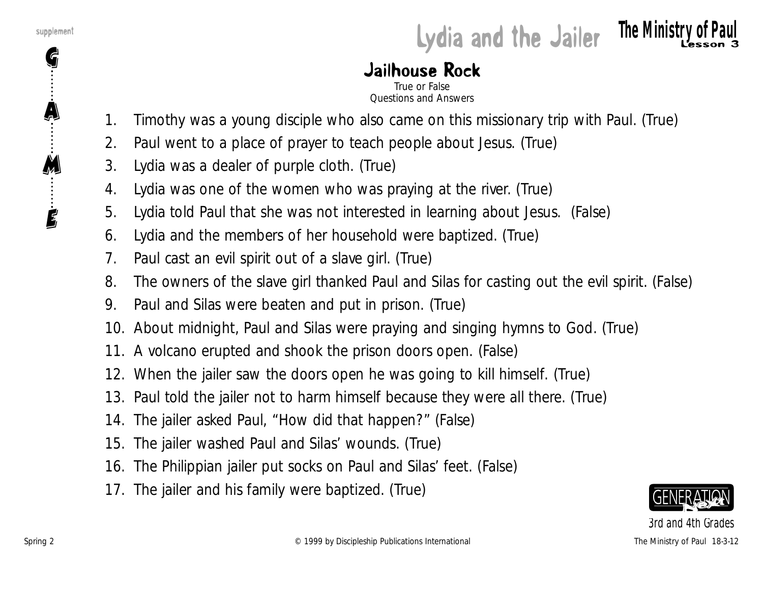# Lydia and the Jailer

## Jailhouse Rock

*True or False*
*Questions and Answers*

1. Timothy was a young disciple who also came on this missionary trip with Paul. (True)
2. Paul went to a place of prayer to teach people about Jesus. (True)
3. Lydia was a dealer of purple cloth. (True)
4. Lydia was one of the women who was praying at the river. (True)
5. Lydia told Paul that she was not interested in learning about Jesus. (False)
6. Lydia and the members of her household were baptized. (True)
7. Paul cast an evil spirit out of a slave girl. (True)
8. The owners of the slave girl thanked Paul and Silas for casting out the evil spirit. (False)
9. Paul and Silas were beaten and put in prison. (True)
10. About midnight, Paul and Silas were praying and singing hymns to God. (True)
11. A volcano erupted and shook the prison doors open. (False)
12. When the jailer saw the doors open he was going to kill himself. (True)
13. Paul told the jailer not to harm himself because they were all there. (True)
14. The jailer asked Paul, "How did that happen?" (False)
15. The jailer washed Paul and Silas' wounds. (True)
16. The Philippian jailer put socks on Paul and Silas' feet. (False)
17. The jailer and his family were baptized. (True)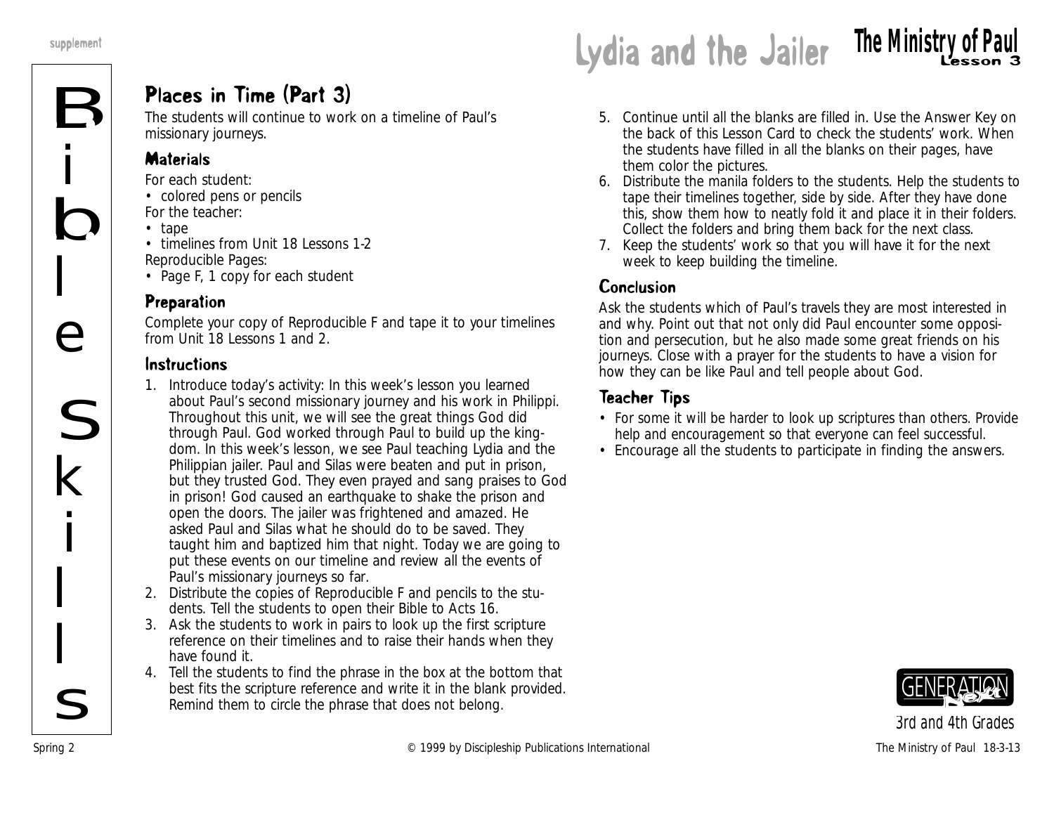# Lydia and the Jailer

## Places in Time (Part 3)

The students will continue to work on a timeline of Paul's missionary journeys.

### Materials

For each student:
- colored pens or pencils

For the teacher:
- tape
- timelines from Unit 18 Lessons 1-2

Reproducible Pages:
- Page F, 1 copy for each student

### Preparation

Complete your copy of Reproducible F and tape it to your timelines from Unit 18 Lessons 1 and 2.

### Instructions

1. Introduce today's activity: In this week's lesson you learned about Paul's second missionary journey and his work in Philippi. Throughout this unit, we will see the great things God did through Paul. God worked through Paul to build up the kingdom. In this week's lesson, we see Paul teaching Lydia and the Philippian jailer. Paul and Silas were beaten and put in prison, but they trusted God. They even prayed and sang praises to God in prison! God caused an earthquake to shake the prison and open the doors. The jailer was frightened and amazed. He asked Paul and Silas what he should do to be saved. They taught him and baptized him that night. Today we are going to put these events on our timeline and review all the events of Paul's missionary journeys so far.
2. Distribute the copies of Reproducible F and pencils to the students. Tell the students to open their Bible to Acts 16.
3. Ask the students to work in pairs to look up the first scripture reference on their timelines and to raise their hands when they have found it.
4. Tell the students to find the phrase in the box at the bottom that best fits the scripture reference and write it in the blank provided. Remind them to circle the phrase that does not belong.
5. Continue until all the blanks are filled in. Use the Answer Key on the back of this Lesson Card to check the students' work. When the students have filled in all the blanks on their pages, have them color the pictures.
6. Distribute the manila folders to the students. Help the students to tape their timelines together, side by side. After they have done this, show them how to neatly fold it and place it in their folders. Collect the folders and bring them back for the next class.
7. Keep the students' work so that you will have it for the next week to keep building the timeline.

### Conclusion

Ask the students which of Paul's travels they are most interested in and why. Point out that not only did Paul encounter some opposition and persecution, but he also made some great friends on his journeys. Close with a prayer for the students to have a vision for how they can be like Paul and tell people about God.

### Teacher Tips

- For some it will be harder to look up scriptures than others. Provide help and encouragement so that everyone can feel successful.
- Encourage all the students to participate in finding the answers.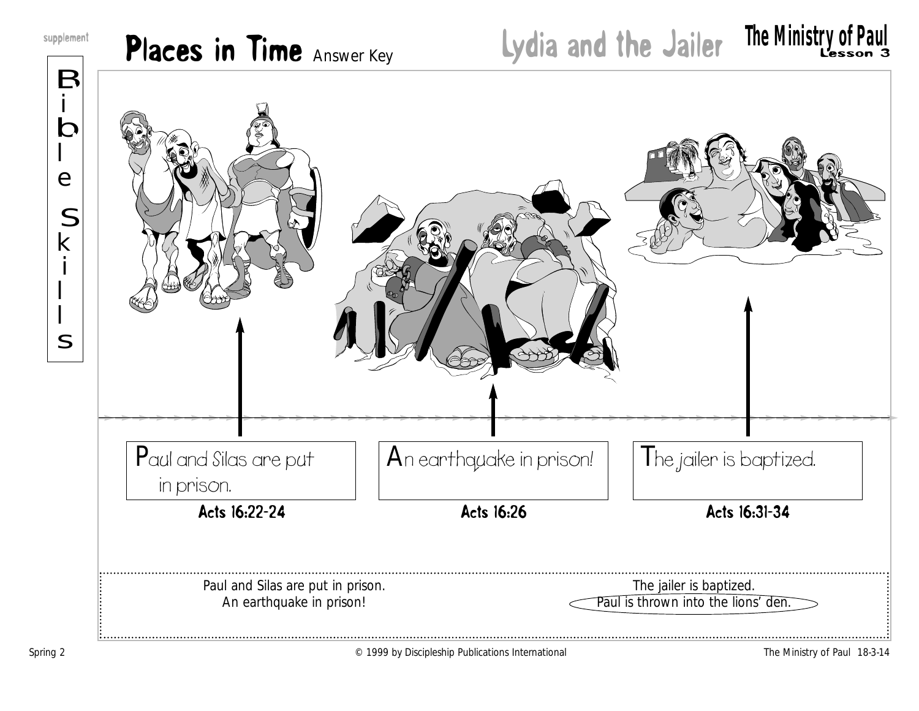# Places in Time Answer Key

## Lydia and the Jailer

### The Ministry of Paul — Lesson 3

Bible Skills

supplement

Paul and Silas are put in prison.
Acts 16:22-24

An earthquake in prison!
Acts 16:26

The jailer is baptized.
Acts 16:31-34

Paul and Silas are put in prison.
An earthquake in prison!

The jailer is baptized.
Paul is thrown into the lions' den.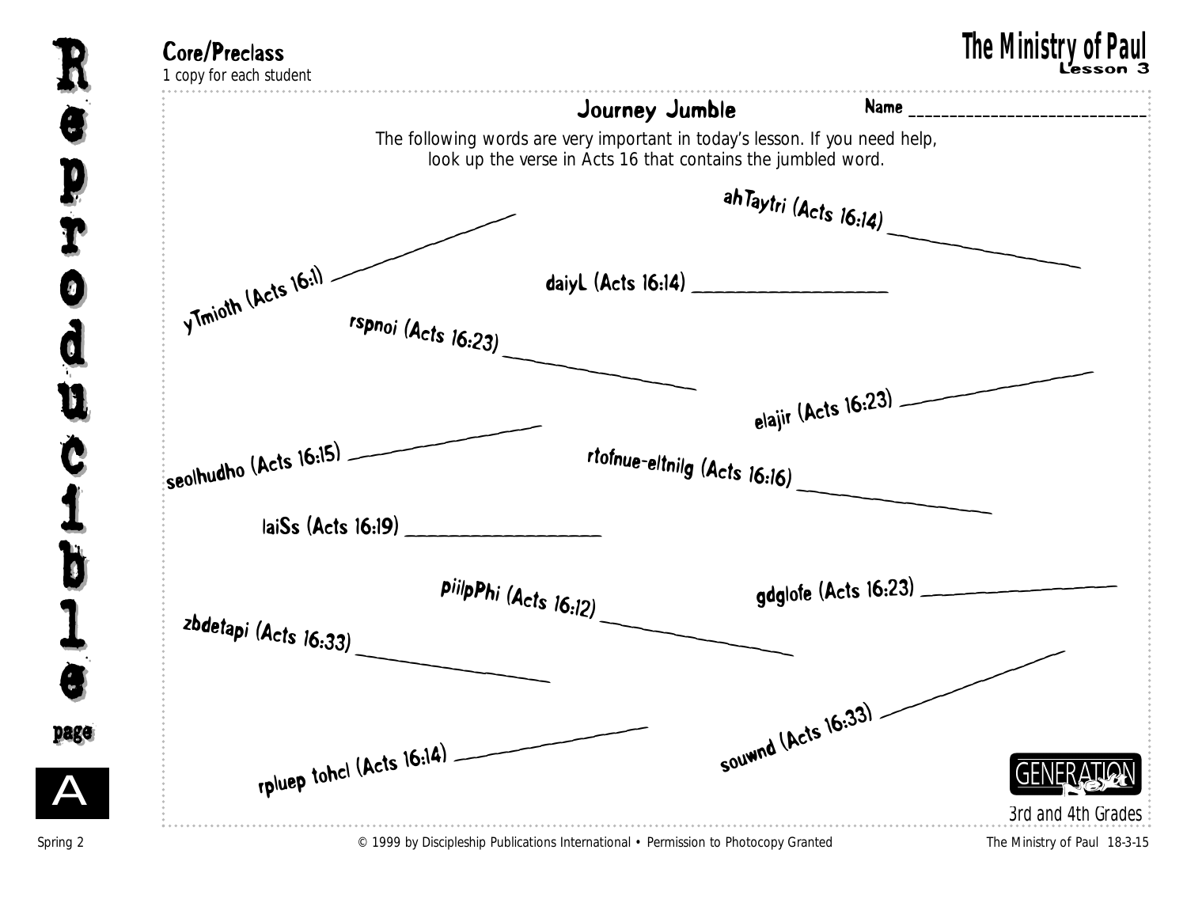**Core/Preclass**
*1 copy for each student*

## The Ministry of Paul
**Lesson 3**

### Journey Jumble

Name ______________________________

The following words are very important in today's lesson. If you need help, look up the verse in Acts 16 that contains the jumbled word.

- ahTaytri (Acts 16:14) ____________________
- yTmioth (Acts 16:1) ____________________
- daiyL (Acts 16:14) ____________________
- rspnoi (Acts 16:23) ____________________
- elajir (Acts 16:23) ____________________
- seolhudho (Acts 16:15) ____________________
- rtofnue-eltnilg (Acts 16:16) ____________________
- laiSs (Acts 16:19) ____________________
- piilpPhi (Acts 16:12) ____________________
- gdglofe (Acts 16:23) ____________________
- zbdetapi (Acts 16:33) ____________________
- souwnd (Acts 16:33) ____________________
- rpluep tohcl (Acts 16:14) ____________________

GENERATION next
3rd and 4th Grades

Reproducible page A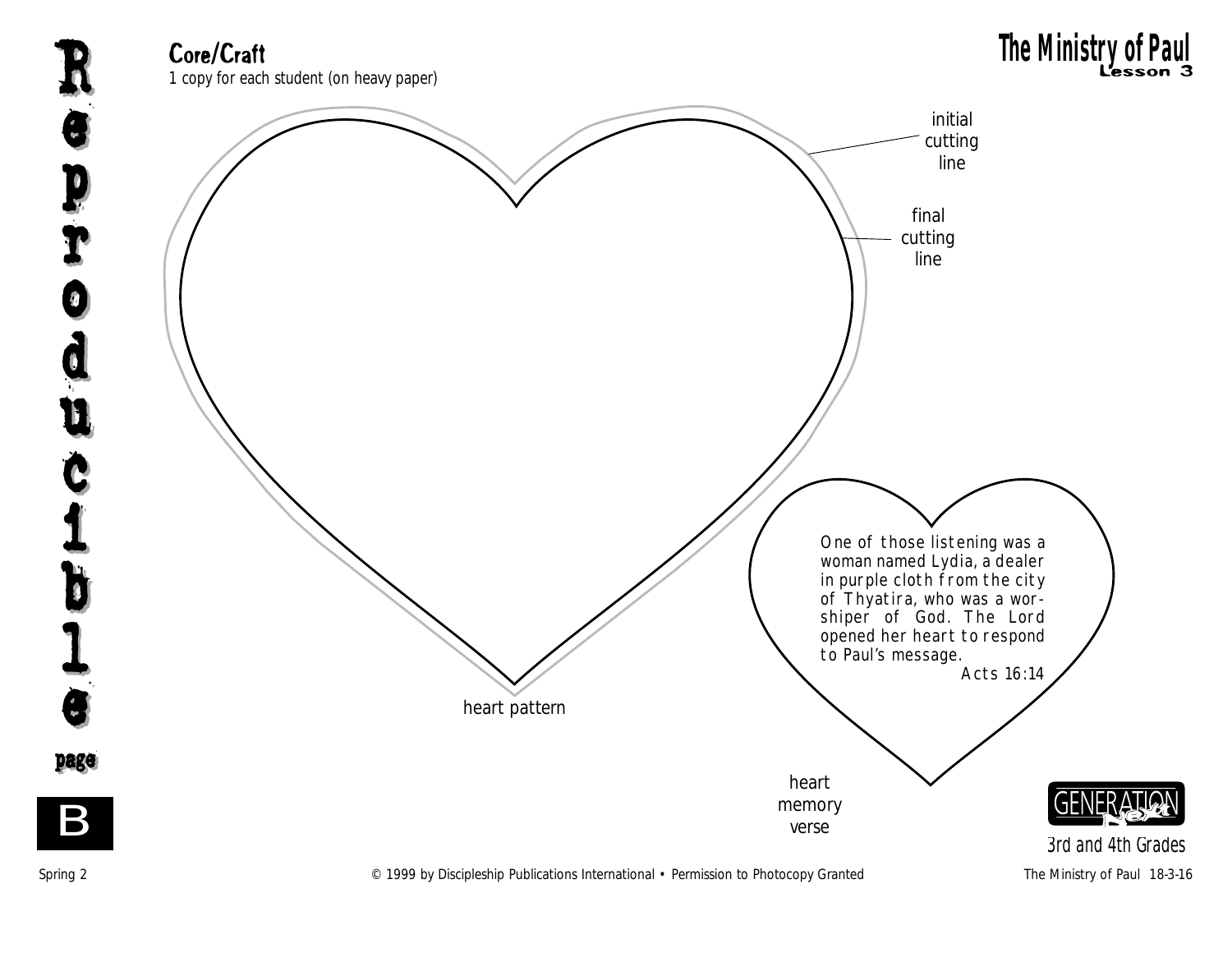## Core/Craft

1 copy for each student (on heavy paper)

initial cutting line

final cutting line

heart pattern

One of those listening was a woman named Lydia, a dealer in purple cloth from the city of Thyatira, who was a worshiper of God. The Lord opened her heart to respond to Paul's message.

Acts 16:14

heart memory verse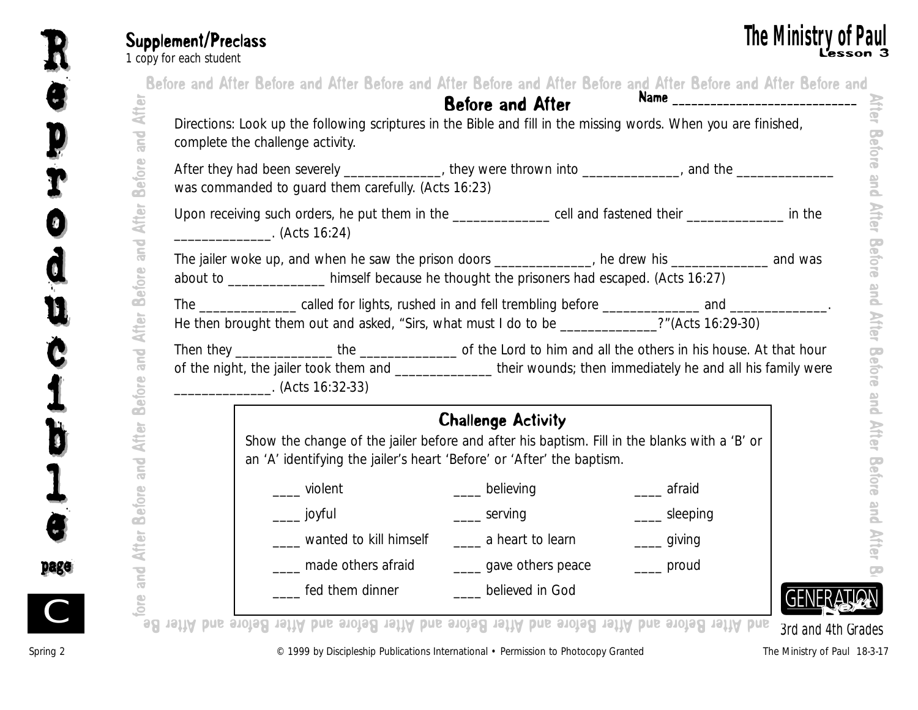## Supplement/Preclass

1 copy for each student

# Before and After

Name ______________________________

Directions: Look up the following scriptures in the Bible and fill in the missing words. When you are finished, complete the challenge activity.

After they had been severely ______________, they were thrown into ______________, and the ______________ was commanded to guard them carefully. (Acts 16:23)

Upon receiving such orders, he put them in the ______________ cell and fastened their ______________ in the ______________. (Acts 16:24)

The jailer woke up, and when he saw the prison doors ______________, he drew his ______________ and was about to ______________ himself because he thought the prisoners had escaped. (Acts 16:27)

The ______________ called for lights, rushed in and fell trembling before ______________ and ______________. He then brought them out and asked, "Sirs, what must I do to be ______________?"(Acts 16:29-30)

Then they ______________ the ______________ of the Lord to him and all the others in his house. At that hour of the night, the jailer took them and ______________ their wounds; then immediately he and all his family were ______________. (Acts 16:32-33)

### Challenge Activity

Show the change of the jailer before and after his baptism. Fill in the blanks with a 'B' or an 'A' identifying the jailer's heart 'Before' or 'After' the baptism.

| | | |
|---|---|---|
| ____ violent | ____ believing | ____ afraid |
| ____ joyful | ____ serving | ____ sleeping |
| ____ wanted to kill himself | ____ a heart to learn | ____ giving |
| ____ made others afraid | ____ gave others peace | ____ proud |
| ____ fed them dinner | ____ believed in God | |

3rd and 4th Grades

© 1999 by Discipleship Publications International • Permission to Photocopy Granted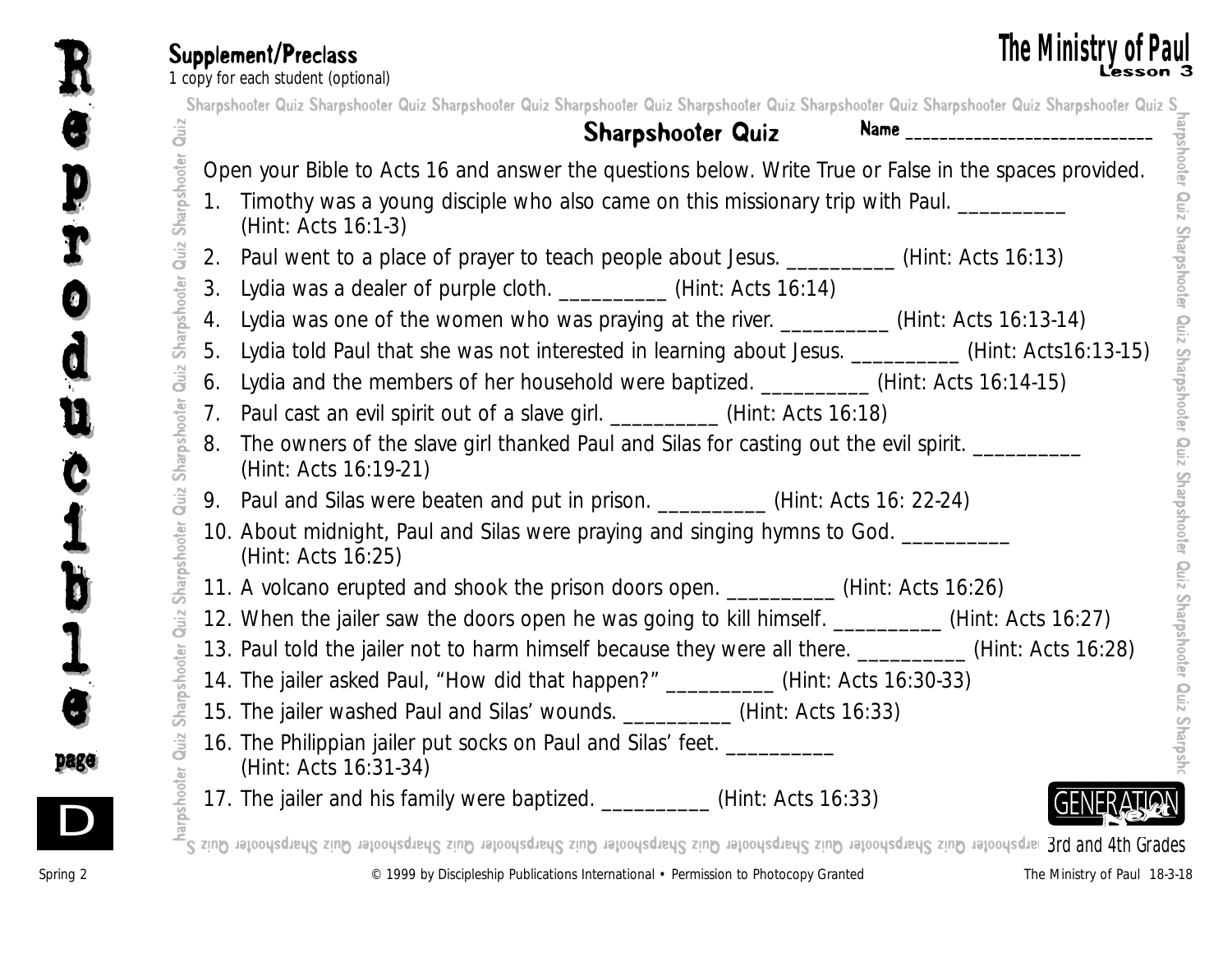**Supplement/Preclass**
1 copy for each student (optional)

# The Ministry of Paul
Lesson 3

## Sharpshooter Quiz

Name ____________________________

Open your Bible to Acts 16 and answer the questions below. Write True or False in the spaces provided.

1. Timothy was a young disciple who also came on this missionary trip with Paul. __________ (Hint: Acts 16:1-3)
2. Paul went to a place of prayer to teach people about Jesus. __________ (Hint: Acts 16:13)
3. Lydia was a dealer of purple cloth. __________ (Hint: Acts 16:14)
4. Lydia was one of the women who was praying at the river. __________ (Hint: Acts 16:13-14)
5. Lydia told Paul that she was not interested in learning about Jesus. __________ (Hint: Acts16:13-15)
6. Lydia and the members of her household were baptized. __________ (Hint: Acts 16:14-15)
7. Paul cast an evil spirit out of a slave girl. __________ (Hint: Acts 16:18)
8. The owners of the slave girl thanked Paul and Silas for casting out the evil spirit. __________ (Hint: Acts 16:19-21)
9. Paul and Silas were beaten and put in prison. __________ (Hint: Acts 16: 22-24)
10. About midnight, Paul and Silas were praying and singing hymns to God. __________ (Hint: Acts 16:25)
11. A volcano erupted and shook the prison doors open. __________ (Hint: Acts 16:26)
12. When the jailer saw the doors open he was going to kill himself. __________ (Hint: Acts 16:27)
13. Paul told the jailer not to harm himself because they were all there. __________ (Hint: Acts 16:28)
14. The jailer asked Paul, "How did that happen?" __________ (Hint: Acts 16:30-33)
15. The jailer washed Paul and Silas' wounds. __________ (Hint: Acts 16:33)
16. The Philippian jailer put socks on Paul and Silas' feet. __________ (Hint: Acts 16:31-34)
17. The jailer and his family were baptized. __________ (Hint: Acts 16:33)

3rd and 4th Grades

© 1999 by Discipleship Publications International • Permission to Photocopy Granted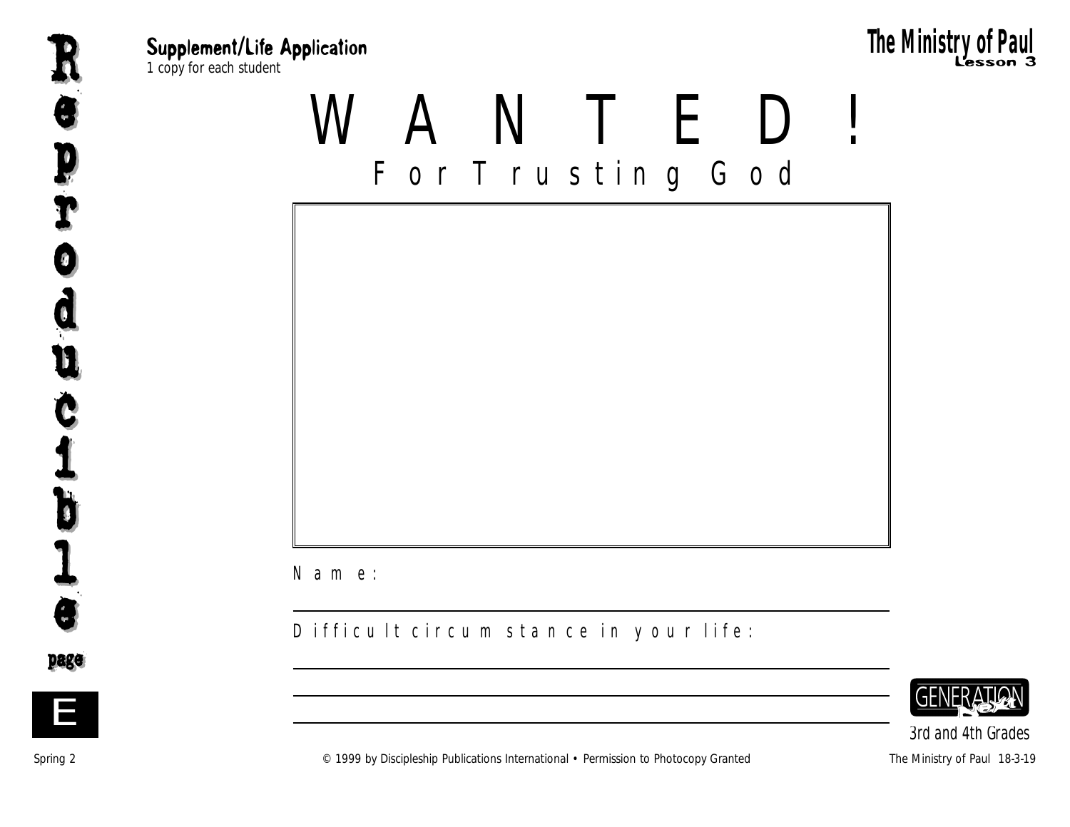**Supplement/Life Application**

*1 copy for each student*

# WANTED!

## For Trusting God

Name:

---

Difficult circumstance in your life:

---

---

---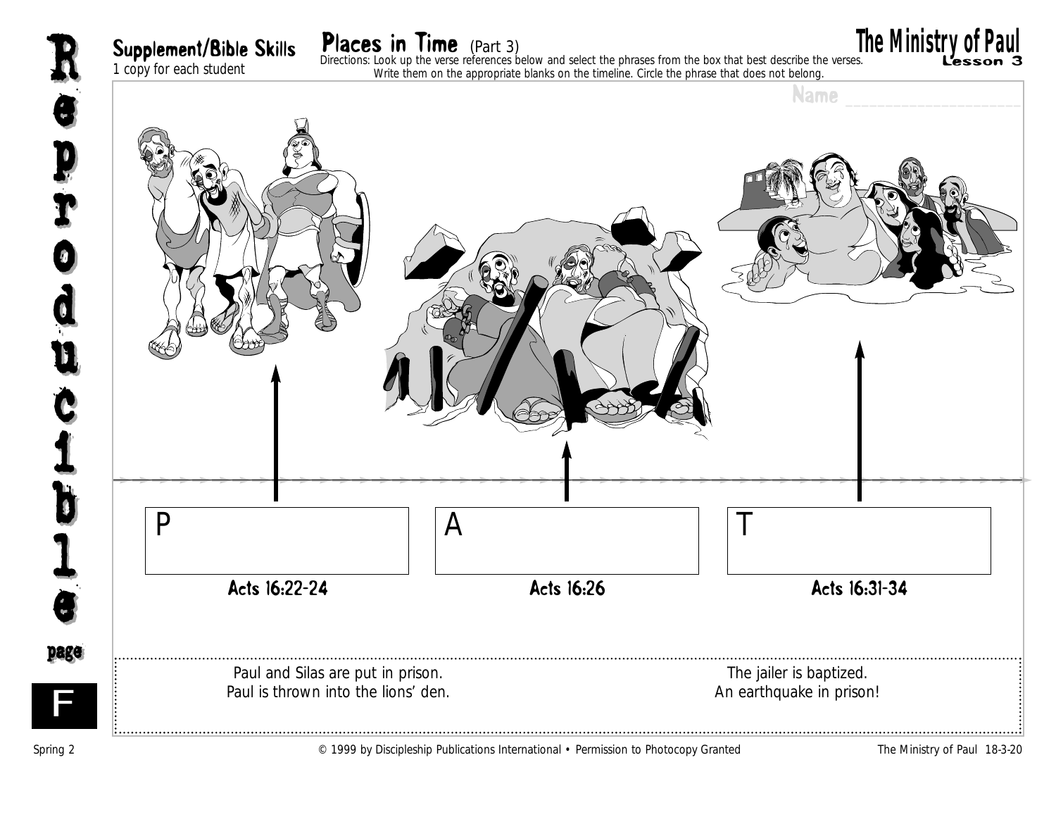Supplement/Bible Skills

1 copy for each student

## Places in Time (Part 3)

Directions: Look up the verse references below and select the phrases from the box that best describe the verses. Write them on the appropriate blanks on the timeline. Circle the phrase that does not belong.

**The Ministry of Paul**

**Lesson 3**

Name ____________________

P

Acts 16:22-24

A

Acts 16:26

T

Acts 16:31-34

Paul and Silas are put in prison.

Paul is thrown into the lions' den.

The jailer is baptized.

An earthquake in prison!

Reproducible page F

Spring 2

© 1999 by Discipleship Publications International • Permission to Photocopy Granted

The Ministry of Paul 18-3-20